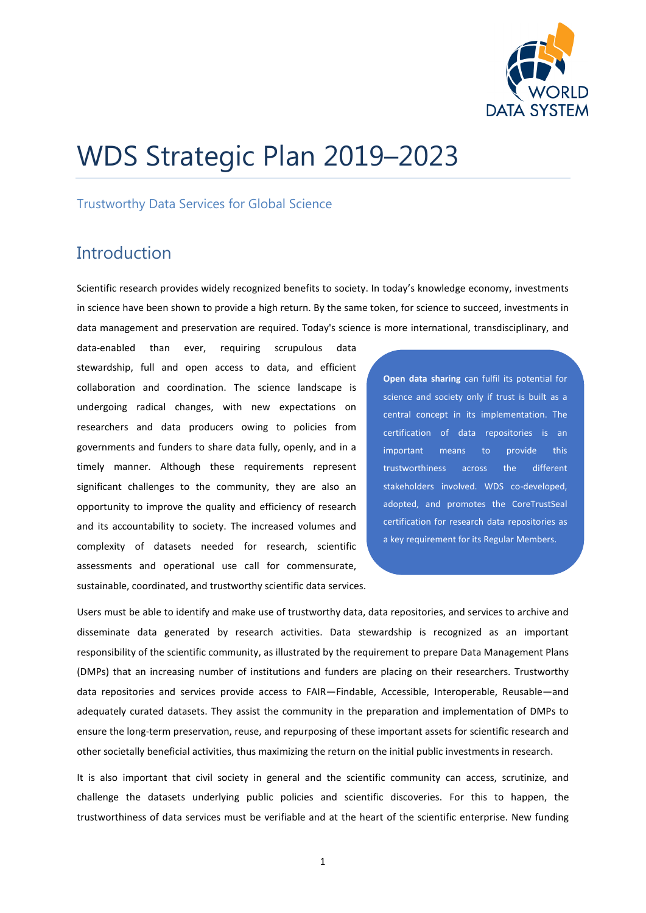# WDS Strategic Plan 2019–2023

Trustworthy Data Services for Global Science

## Introduction

Scientific research provides widely recognized benefits to society. In today's knowledge economy, investments in science have been shown to provide a high return. By the same token, for science to succeed, investments in data management and preservation are required. Today's science is more international, transdisciplinary, and data-enabled than ever, requiring scrupulous data stewardship, full and open access to data, and efficient collaboration and coordination. The science landscape is undergoing radical changes, with new expectations on researchers and data producers owing to policies from governments and funders to share data fully, openly, and in a timely manner. Although these requirements represent significant challenges to the community, they are also an opportunity to improve the quality and efficiency of research and its accountability to society. The increased volumes and complexity of datasets needed for research, scientific assessments and operational use call for commensurate, sustainable, coordinated, and trustworthy scientific data services.

> **Open data sharing** can fulfil its potential for science and society only if trust is built as a central concept in its implementation. The certification of data repositories is an important means to provide this trustworthiness across the different stakeholders involved. WDS co-developed, adopted, and promotes the CoreTrustSeal certification for research data repositories as a key requirement for its Regular Members.

Users must be able to identify and make use of trustworthy data, data repositories, and services to archive and disseminate data generated by research activities. Data stewardship is recognized as an important responsibility of the scientific community, as illustrated by the requirement to prepare Data Management Plans (DMPs) that an increasing number of institutions and funders are placing on their researchers. Trustworthy data repositories and services provide access to FAIR—Findable, Accessible, Interoperable, Reusable—and adequately curated datasets. They assist the community in the preparation and implementation of DMPs to ensure the long-term preservation, reuse, and repurposing of these important assets for scientific research and other societally beneficial activities, thus maximizing the return on the initial public investments in research.

It is also important that civil society in general and the scientific community can access, scrutinize, and challenge the datasets underlying public policies and scientific discoveries. For this to happen, the trustworthiness of data services must be verifiable and at the heart of the scientific enterprise. New funding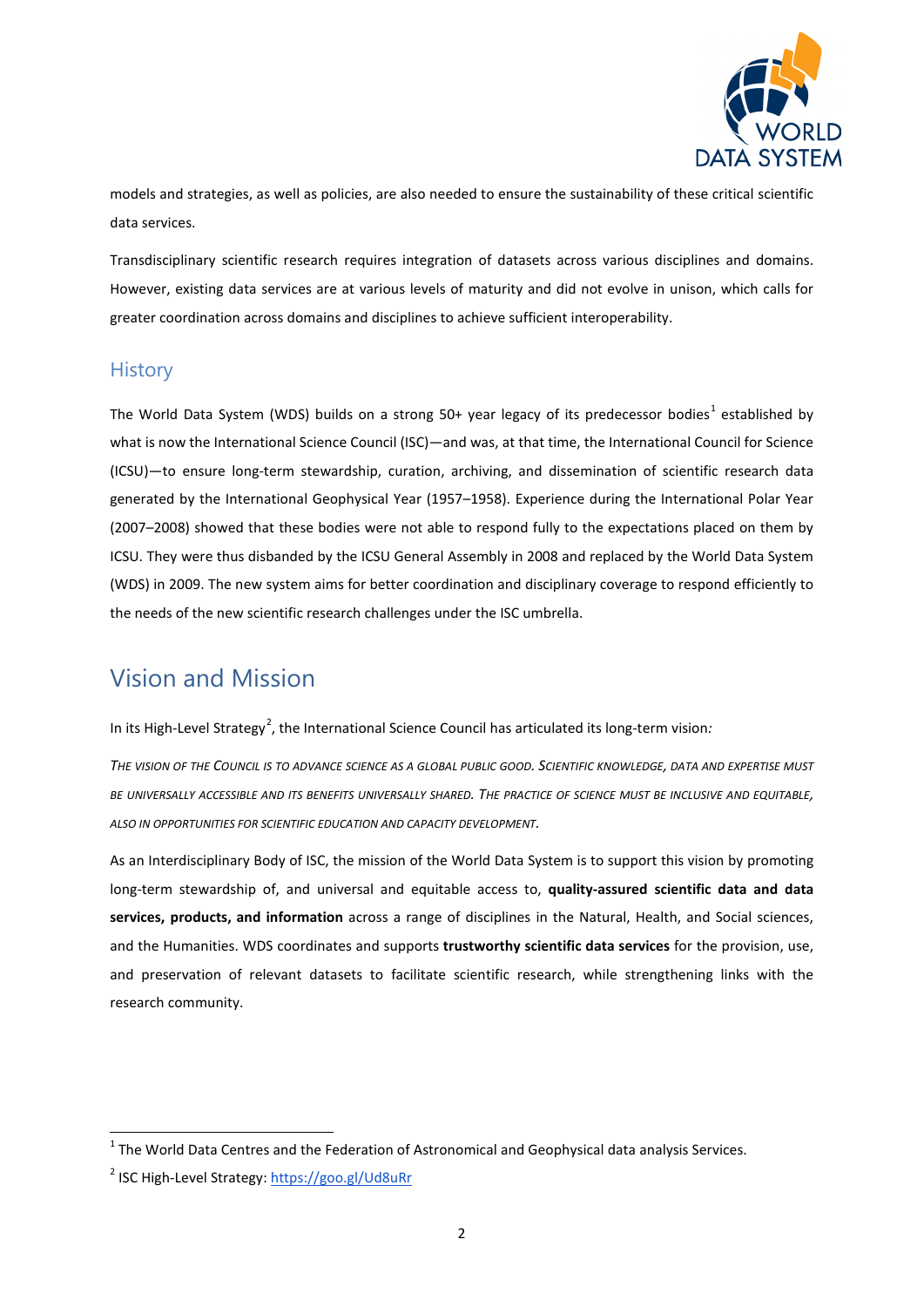models and strategies, as well as policies, are also needed to ensure the sustainability of these critical scientific data services.

Transdisciplinary scientific research requires integration of datasets across various disciplines and domains. However, existing data services are at various levels of maturity and did not evolve in unison, which calls for greater coordination across domains and disciplines to achieve sufficient interoperability.

### History

The World Data System (WDS) builds on a strong 50+ year legacy of its predecessor bodies[1] established by what is now the International Science Council (ISC)—and was, at that time, the International Council for Science (ICSU)—to ensure long-term stewardship, curation, archiving, and dissemination of scientific research data generated by the International Geophysical Year (1957–1958). Experience during the International Polar Year (2007–2008) showed that these bodies were not able to respond fully to the expectations placed on them by ICSU. They were thus disbanded by the ICSU General Assembly in 2008 and replaced by the World Data System (WDS) in 2009. The new system aims for better coordination and disciplinary coverage to respond efficiently to the needs of the new scientific research challenges under the ISC umbrella.

## Vision and Mission

In its High-Level Strategy[2], the International Science Council has articulated its long-term vision*:*

*The vision of the Council is to advance science as a global public good. Scientific knowledge, data and expertise must be universally accessible and its benefits universally shared. The practice of science must be inclusive and equitable, also in opportunities for scientific education and capacity development.*

As an Interdisciplinary Body of ISC, the mission of the World Data System is to support this vision by promoting long-term stewardship of, and universal and equitable access to, **quality-assured scientific data and data services, products, and information** across a range of disciplines in the Natural, Health, and Social sciences, and the Humanities. WDS coordinates and supports **trustworthy scientific data services** for the provision, use, and preservation of relevant datasets to facilitate scientific research, while strengthening links with the research community.

---

[1] The World Data Centres and the Federation of Astronomical and Geophysical data analysis Services.

[2] ISC High-Level Strategy: https://goo.gl/Ud8uRr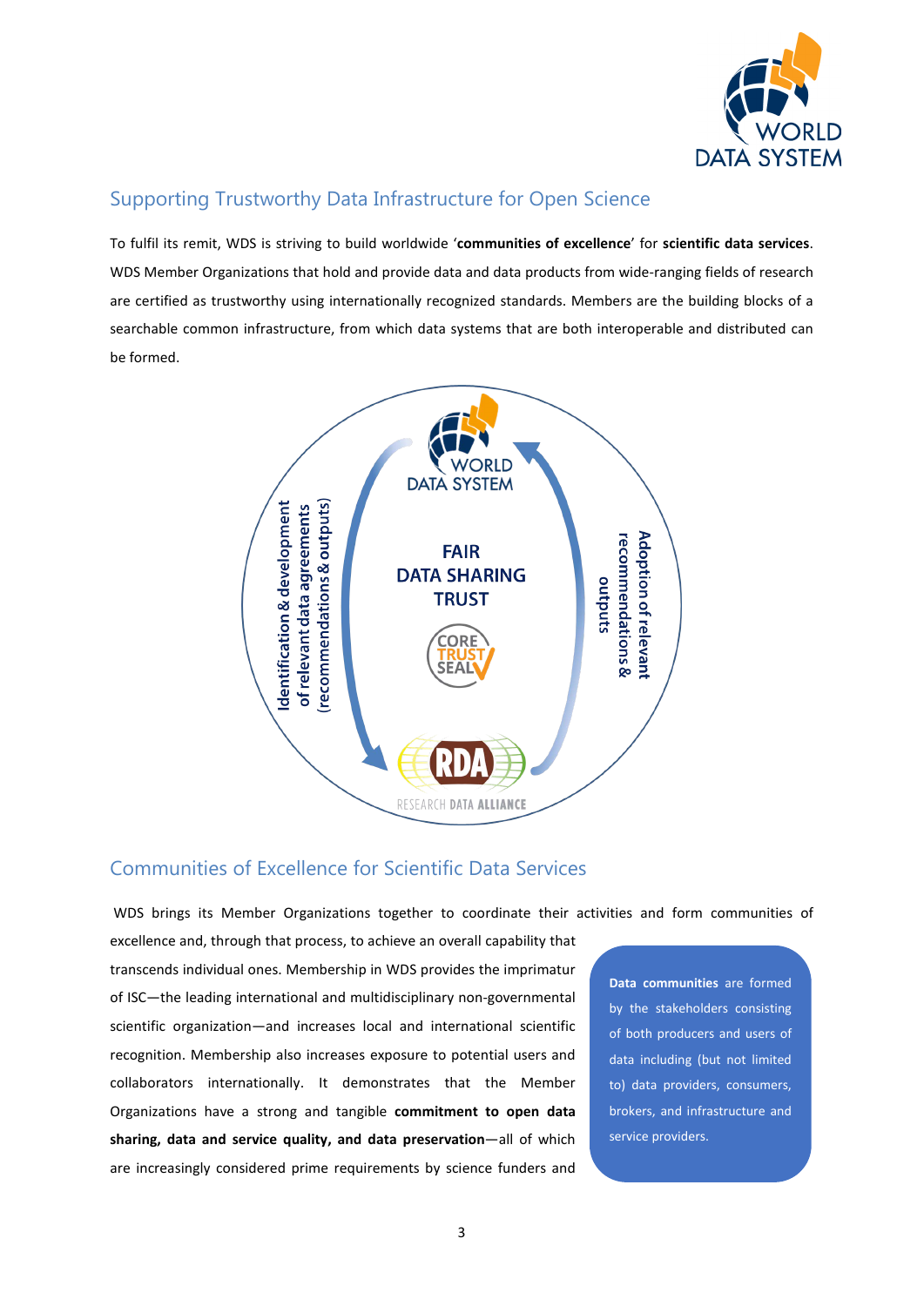## Supporting Trustworthy Data Infrastructure for Open Science

To fulfil its remit, WDS is striving to build worldwide '**communities of excellence**' for **scientific data services**. WDS Member Organizations that hold and provide data and data products from wide-ranging fields of research are certified as trustworthy using internationally recognized standards. Members are the building blocks of a searchable common infrastructure, from which data systems that are both interoperable and distributed can be formed.

Identification & development of relevant data agreements (recommendations & outputs)

FAIR
DATA SHARING
TRUST

Adoption of relevant recommendations & outputs

## Communities of Excellence for Scientific Data Services

WDS brings its Member Organizations together to coordinate their activities and form communities of excellence and, through that process, to achieve an overall capability that transcends individual ones. Membership in WDS provides the imprimatur of ISC—the leading international and multidisciplinary non-governmental scientific organization—and increases local and international scientific recognition. Membership also increases exposure to potential users and collaborators internationally. It demonstrates that the Member Organizations have a strong and tangible **commitment to open data sharing, data and service quality, and data preservation**—all of which are increasingly considered prime requirements by science funders and

**Data communities** are formed by the stakeholders consisting of both producers and users of data including (but not limited to) data providers, consumers, brokers, and infrastructure and service providers.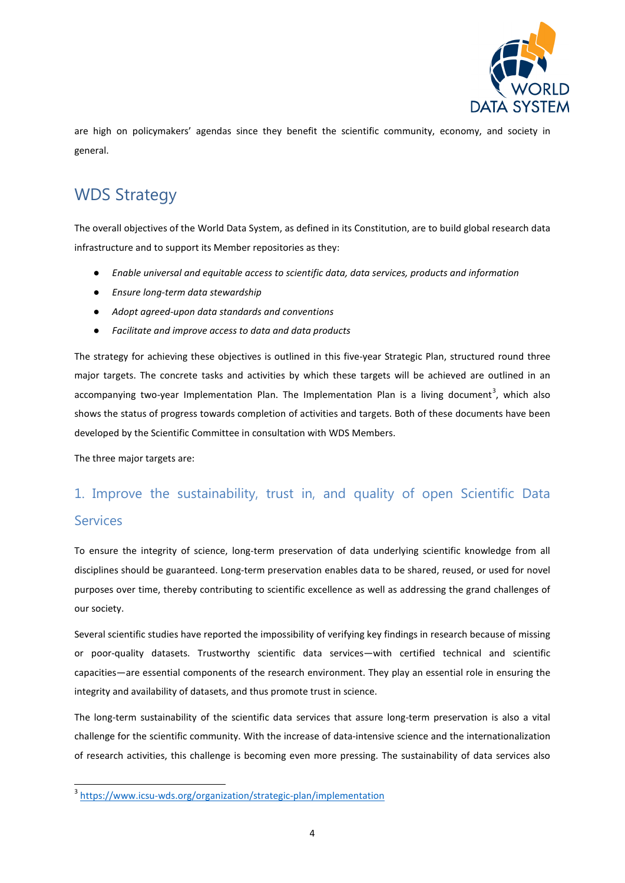are high on policymakers' agendas since they benefit the scientific community, economy, and society in general.

## WDS Strategy

The overall objectives of the World Data System, as defined in its Constitution, are to build global research data infrastructure and to support its Member repositories as they:

- *Enable universal and equitable access to scientific data, data services, products and information*
- *Ensure long-term data stewardship*
- *Adopt agreed-upon data standards and conventions*
- *Facilitate and improve access to data and data products*

The strategy for achieving these objectives is outlined in this five-year Strategic Plan, structured round three major targets. The concrete tasks and activities by which these targets will be achieved are outlined in an accompanying two-year Implementation Plan. The Implementation Plan is a living document[3], which also shows the status of progress towards completion of activities and targets. Both of these documents have been developed by the Scientific Committee in consultation with WDS Members.

The three major targets are:

### 1. Improve the sustainability, trust in, and quality of open Scientific Data Services

To ensure the integrity of science, long-term preservation of data underlying scientific knowledge from all disciplines should be guaranteed. Long-term preservation enables data to be shared, reused, or used for novel purposes over time, thereby contributing to scientific excellence as well as addressing the grand challenges of our society.

Several scientific studies have reported the impossibility of verifying key findings in research because of missing or poor-quality datasets. Trustworthy scientific data services—with certified technical and scientific capacities—are essential components of the research environment. They play an essential role in ensuring the integrity and availability of datasets, and thus promote trust in science.

The long-term sustainability of the scientific data services that assure long-term preservation is also a vital challenge for the scientific community. With the increase of data-intensive science and the internationalization of research activities, this challenge is becoming even more pressing. The sustainability of data services also

[3] https://www.icsu-wds.org/organization/strategic-plan/implementation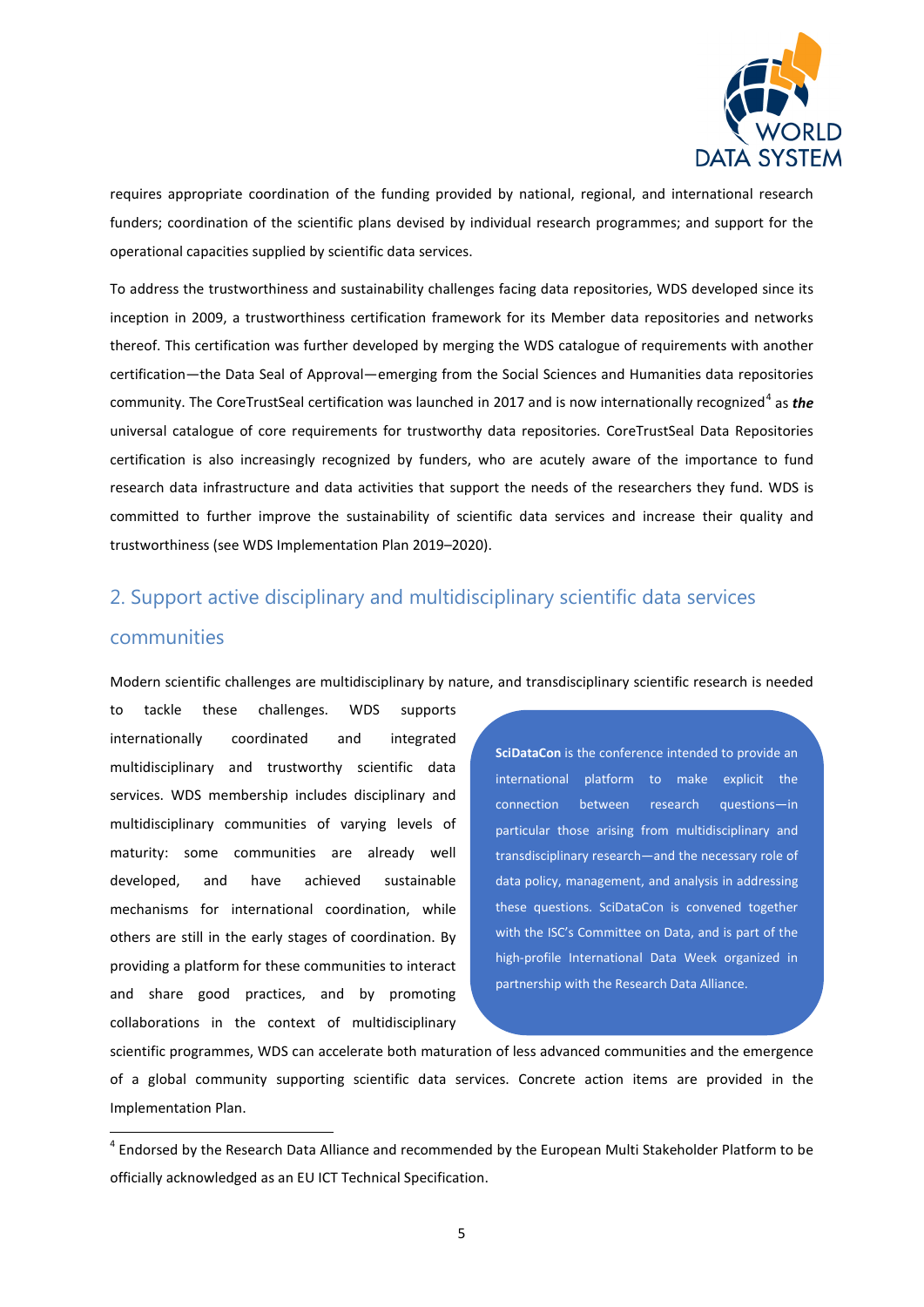requires appropriate coordination of the funding provided by national, regional, and international research funders; coordination of the scientific plans devised by individual research programmes; and support for the operational capacities supplied by scientific data services.

To address the trustworthiness and sustainability challenges facing data repositories, WDS developed since its inception in 2009, a trustworthiness certification framework for its Member data repositories and networks thereof. This certification was further developed by merging the WDS catalogue of requirements with another certification—the Data Seal of Approval—emerging from the Social Sciences and Humanities data repositories community. The CoreTrustSeal certification was launched in 2017 and is now internationally recognized[4] as ***the*** universal catalogue of core requirements for trustworthy data repositories. CoreTrustSeal Data Repositories certification is also increasingly recognized by funders, who are acutely aware of the importance to fund research data infrastructure and data activities that support the needs of the researchers they fund. WDS is committed to further improve the sustainability of scientific data services and increase their quality and trustworthiness (see WDS Implementation Plan 2019–2020).

## 2. Support active disciplinary and multidisciplinary scientific data services communities

Modern scientific challenges are multidisciplinary by nature, and transdisciplinary scientific research is needed to tackle these challenges. WDS supports internationally coordinated and integrated multidisciplinary and trustworthy scientific data services. WDS membership includes disciplinary and multidisciplinary communities of varying levels of maturity: some communities are already well developed, and have achieved sustainable mechanisms for international coordination, while others are still in the early stages of coordination. By providing a platform for these communities to interact and share good practices, and by promoting collaborations in the context of multidisciplinary scientific programmes, WDS can accelerate both maturation of less advanced communities and the emergence of a global community supporting scientific data services. Concrete action items are provided in the Implementation Plan.

> **SciDataCon** is the conference intended to provide an international platform to make explicit the connection between research questions—in particular those arising from multidisciplinary and transdisciplinary research—and the necessary role of data policy, management, and analysis in addressing these questions. SciDataCon is convened together with the ISC's Committee on Data, and is part of the high-profile International Data Week organized in partnership with the Research Data Alliance.

[4] Endorsed by the Research Data Alliance and recommended by the European Multi Stakeholder Platform to be officially acknowledged as an EU ICT Technical Specification.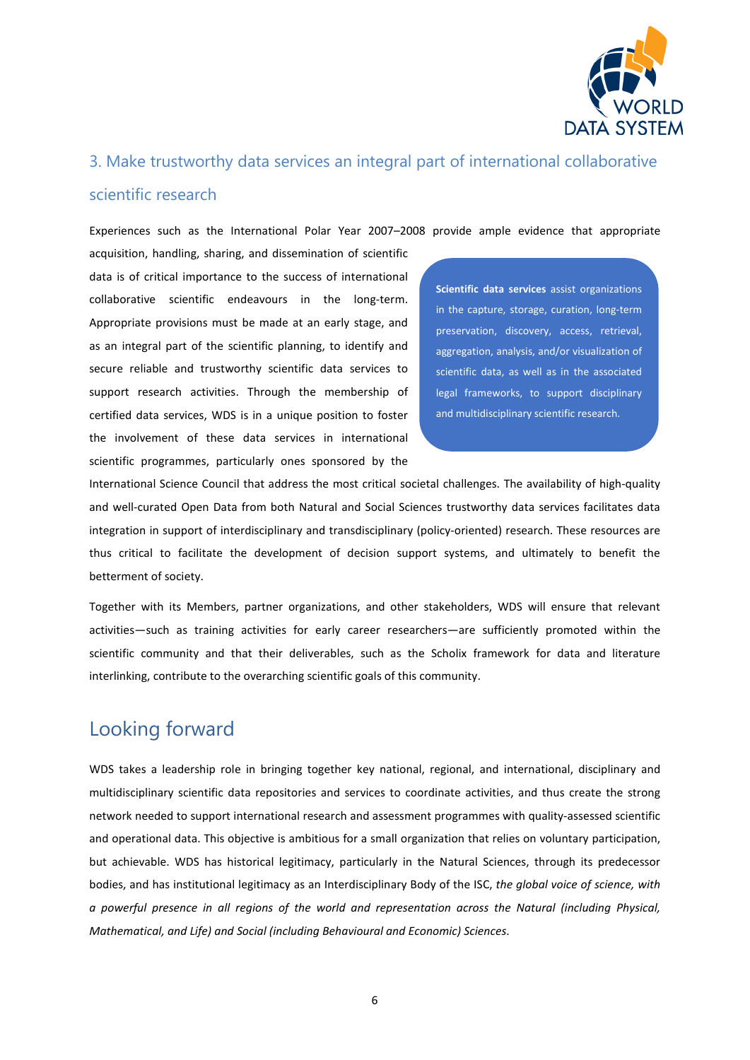## 3. Make trustworthy data services an integral part of international collaborative scientific research

Experiences such as the International Polar Year 2007–2008 provide ample evidence that appropriate acquisition, handling, sharing, and dissemination of scientific data is of critical importance to the success of international collaborative scientific endeavours in the long-term. Appropriate provisions must be made at an early stage, and as an integral part of the scientific planning, to identify and secure reliable and trustworthy scientific data services to support research activities. Through the membership of certified data services, WDS is in a unique position to foster the involvement of these data services in international scientific programmes, particularly ones sponsored by the International Science Council that address the most critical societal challenges. The availability of high-quality and well-curated Open Data from both Natural and Social Sciences trustworthy data services facilitates data integration in support of interdisciplinary and transdisciplinary (policy-oriented) research. These resources are thus critical to facilitate the development of decision support systems, and ultimately to benefit the betterment of society.

> **Scientific data services** assist organizations in the capture, storage, curation, long-term preservation, discovery, access, retrieval, aggregation, analysis, and/or visualization of scientific data, as well as in the associated legal frameworks, to support disciplinary and multidisciplinary scientific research.

Together with its Members, partner organizations, and other stakeholders, WDS will ensure that relevant activities—such as training activities for early career researchers—are sufficiently promoted within the scientific community and that their deliverables, such as the Scholix framework for data and literature interlinking, contribute to the overarching scientific goals of this community.

# Looking forward

WDS takes a leadership role in bringing together key national, regional, and international, disciplinary and multidisciplinary scientific data repositories and services to coordinate activities, and thus create the strong network needed to support international research and assessment programmes with quality-assessed scientific and operational data. This objective is ambitious for a small organization that relies on voluntary participation, but achievable. WDS has historical legitimacy, particularly in the Natural Sciences, through its predecessor bodies, and has institutional legitimacy as an Interdisciplinary Body of the ISC, *the global voice of science, with a powerful presence in all regions of the world and representation across the Natural (including Physical, Mathematical, and Life) and Social (including Behavioural and Economic) Sciences*.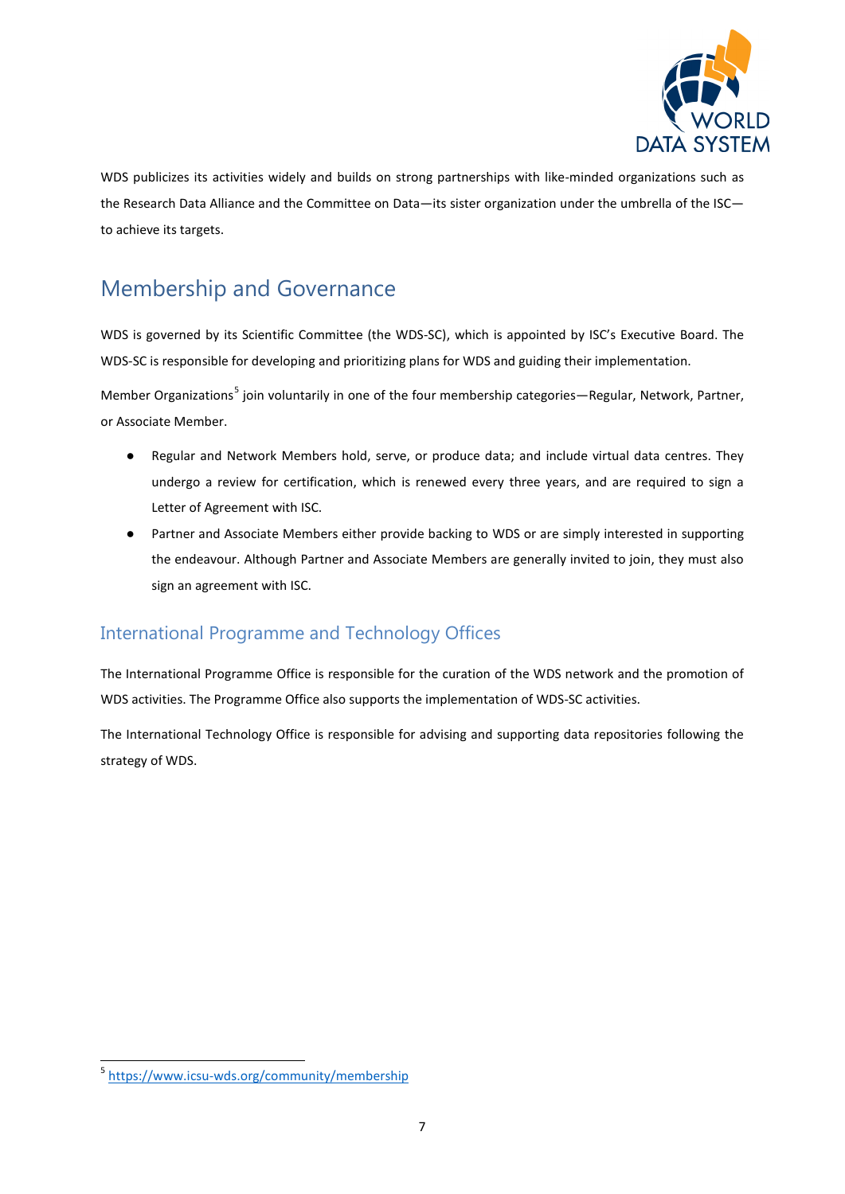WDS publicizes its activities widely and builds on strong partnerships with like-minded organizations such as the Research Data Alliance and the Committee on Data—its sister organization under the umbrella of the ISC—to achieve its targets.

## Membership and Governance

WDS is governed by its Scientific Committee (the WDS-SC), which is appointed by ISC's Executive Board. The WDS-SC is responsible for developing and prioritizing plans for WDS and guiding their implementation.

Member Organizations[5] join voluntarily in one of the four membership categories—Regular, Network, Partner, or Associate Member.

- Regular and Network Members hold, serve, or produce data; and include virtual data centres. They undergo a review for certification, which is renewed every three years, and are required to sign a Letter of Agreement with ISC.
- Partner and Associate Members either provide backing to WDS or are simply interested in supporting the endeavour. Although Partner and Associate Members are generally invited to join, they must also sign an agreement with ISC.

### International Programme and Technology Offices

The International Programme Office is responsible for the curation of the WDS network and the promotion of WDS activities. The Programme Office also supports the implementation of WDS-SC activities.

The International Technology Office is responsible for advising and supporting data repositories following the strategy of WDS.

[5] https://www.icsu-wds.org/community/membership